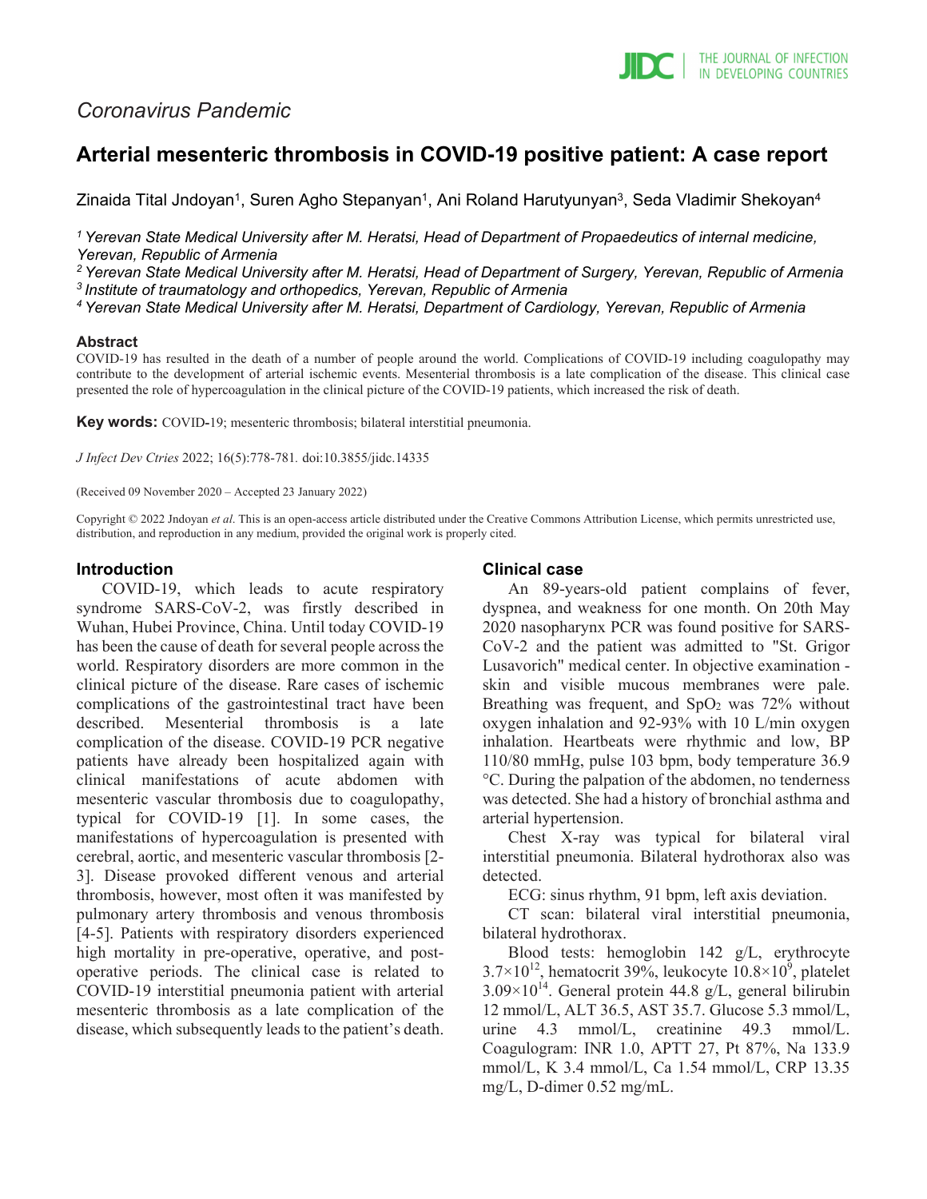*Coronavirus Pandemic*

# Arterial mesenteric thrombosis in COVID-19 positive patient: A case report

Zinaida Tital Jndoyan[1], Suren Agho Stepanyan[1], Ani Roland Harutyunyan[3], Seda Vladimir Shekoyan[4]

*[1] Yerevan State Medical University after M. Heratsi, Head of Department of Propaedeutics of internal medicine, Yerevan, Republic of Armenia*
*[2] Yerevan State Medical University after M. Heratsi, Head of Department of Surgery, Yerevan, Republic of Armenia*
*[3] Institute of traumatology and orthopedics, Yerevan, Republic of Armenia*
*[4] Yerevan State Medical University after M. Heratsi, Department of Cardiology, Yerevan, Republic of Armenia*

## Abstract

COVID-19 has resulted in the death of a number of people around the world. Complications of COVID-19 including coagulopathy may contribute to the development of arterial ischemic events. Mesenterial thrombosis is a late complication of the disease. This clinical case presented the role of hypercoagulation in the clinical picture of the COVID-19 patients, which increased the risk of death.

**Key words:** COVID-19; mesenteric thrombosis; bilateral interstitial pneumonia.

*J Infect Dev Ctries* 2022; 16(5):778-781. doi:10.3855/jidc.14335

(Received 09 November 2020 – Accepted 23 January 2022)

Copyright © 2022 Jndoyan *et al*. This is an open-access article distributed under the Creative Commons Attribution License, which permits unrestricted use, distribution, and reproduction in any medium, provided the original work is properly cited.

## Introduction

COVID-19, which leads to acute respiratory syndrome SARS-CoV-2, was firstly described in Wuhan, Hubei Province, China. Until today COVID-19 has been the cause of death for several people across the world. Respiratory disorders are more common in the clinical picture of the disease. Rare cases of ischemic complications of the gastrointestinal tract have been described. Mesenterial thrombosis is a late complication of the disease. COVID-19 PCR negative patients have already been hospitalized again with clinical manifestations of acute abdomen with mesenteric vascular thrombosis due to coagulopathy, typical for COVID-19 [1]. In some cases, the manifestations of hypercoagulation is presented with cerebral, aortic, and mesenteric vascular thrombosis [2-3]. Disease provoked different venous and arterial thrombosis, however, most often it was manifested by pulmonary artery thrombosis and venous thrombosis [4-5]. Patients with respiratory disorders experienced high mortality in pre-operative, operative, and post-operative periods. The clinical case is related to COVID-19 interstitial pneumonia patient with arterial mesenteric thrombosis as a late complication of the disease, which subsequently leads to the patient's death.

## Clinical case

An 89-years-old patient complains of fever, dyspnea, and weakness for one month. On 20th May 2020 nasopharynx PCR was found positive for SARS-CoV-2 and the patient was admitted to "St. Grigor Lusavorich" medical center. In objective examination - skin and visible mucous membranes were pale. Breathing was frequent, and $SpO_2$ was 72% without oxygen inhalation and 92-93% with 10 L/min oxygen inhalation. Heartbeats were rhythmic and low, BP 110/80 mmHg, pulse 103 bpm, body temperature 36.9 °C. During the palpation of the abdomen, no tenderness was detected. She had a history of bronchial asthma and arterial hypertension.

Chest X-ray was typical for bilateral viral interstitial pneumonia. Bilateral hydrothorax also was detected.

ECG: sinus rhythm, 91 bpm, left axis deviation.

CT scan: bilateral viral interstitial pneumonia, bilateral hydrothorax.

Blood tests: hemoglobin 142 g/L, erythrocyte $3.7\times10^{12}$, hematocrit 39%, leukocyte $10.8\times10^{9}$, platelet $3.09\times10^{14}$. General protein 44.8 g/L, general bilirubin 12 mmol/L, ALT 36.5, AST 35.7. Glucose 5.3 mmol/L, urine 4.3 mmol/L, creatinine 49.3 mmol/L. Coagulogram: INR 1.0, APTT 27, Pt 87%, Na 133.9 mmol/L, K 3.4 mmol/L, Ca 1.54 mmol/L, CRP 13.35 mg/L, D-dimer 0.52 mg/mL.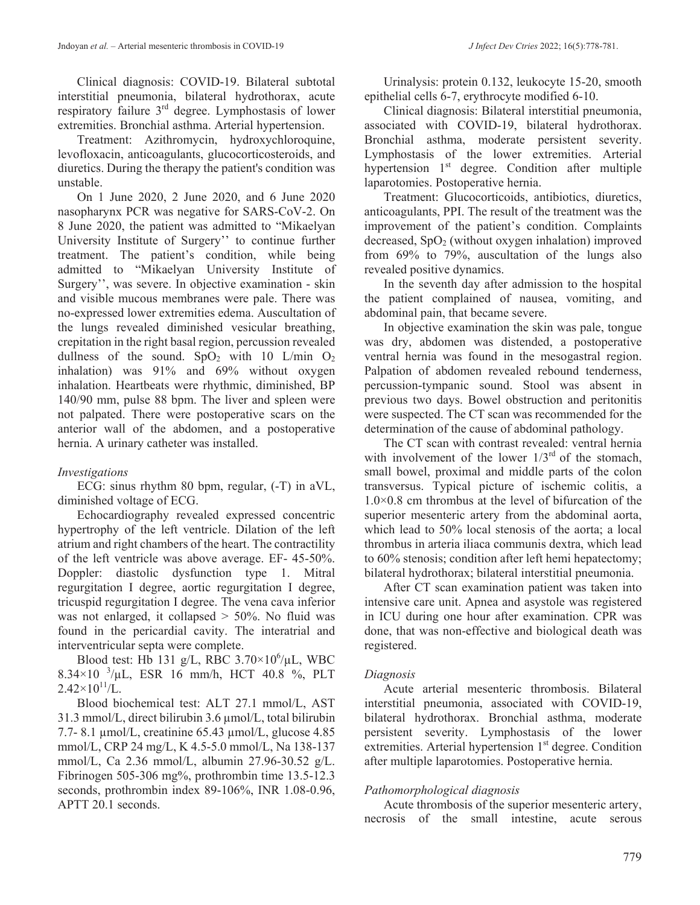Clinical diagnosis: COVID-19. Bilateral subtotal interstitial pneumonia, bilateral hydrothorax, acute respiratory failure 3[rd] degree. Lymphostasis of lower extremities. Bronchial asthma. Arterial hypertension.

Treatment: Azithromycin, hydroxychloroquine, levofloxacin, anticoagulants, glucocorticosteroids, and diuretics. During the therapy the patient's condition was unstable.

On 1 June 2020, 2 June 2020, and 6 June 2020 nasopharynx PCR was negative for SARS-CoV-2. On 8 June 2020, the patient was admitted to "Mikaelyan University Institute of Surgery'' to continue further treatment. The patient's condition, while being admitted to "Mikaelyan University Institute of Surgery'', was severe. In objective examination - skin and visible mucous membranes were pale. There was no-expressed lower extremities edema. Auscultation of the lungs revealed diminished vesicular breathing, crepitation in the right basal region, percussion revealed dullness of the sound. $SpO_2$ with 10 L/min $O_2$ inhalation) was 91% and 69% without oxygen inhalation. Heartbeats were rhythmic, diminished, BP 140/90 mm, pulse 88 bpm. The liver and spleen were not palpated. There were postoperative scars on the anterior wall of the abdomen, and a postoperative hernia. A urinary catheter was installed.

### *Investigations*

ECG: sinus rhythm 80 bpm, regular, (-T) in aVL, diminished voltage of ECG.

Echocardiography revealed expressed concentric hypertrophy of the left ventricle. Dilation of the left atrium and right chambers of the heart. The contractility of the left ventricle was above average. EF- 45-50%. Doppler: diastolic dysfunction type 1. Mitral regurgitation I degree, aortic regurgitation I degree, tricuspid regurgitation I degree. The vena cava inferior was not enlarged, it collapsed > 50%. No fluid was found in the pericardial cavity. The interatrial and interventricular septa were complete.

Blood test: Hb 131 g/L, RBC $3.70\times10^{6}$/μL, WBC $8.34\times10^{3}$/μL, ESR 16 mm/h, HCT 40.8 %, PLT $2.42\times10^{11}$/L.

Blood biochemical test: ALT 27.1 mmol/L, AST 31.3 mmol/L, direct bilirubin 3.6 μmol/L, total bilirubin 7.7- 8.1 μmol/L, creatinine 65.43 μmol/L, glucose 4.85 mmol/L, CRP 24 mg/L, K 4.5-5.0 mmol/L, Na 138-137 mmol/L, Ca 2.36 mmol/L, albumin 27.96-30.52 g/L. Fibrinogen 505-306 mg%, prothrombin time 13.5-12.3 seconds, prothrombin index 89-106%, INR 1.08-0.96, APTT 20.1 seconds.

Urinalysis: protein 0.132, leukocyte 15-20, smooth epithelial cells 6-7, erythrocyte modified 6-10.

Clinical diagnosis: Bilateral interstitial pneumonia, associated with COVID-19, bilateral hydrothorax. Bronchial asthma, moderate persistent severity. Lymphostasis of the lower extremities. Arterial hypertension 1[st] degree. Condition after multiple laparotomies. Postoperative hernia.

Treatment: Glucocorticoids, antibiotics, diuretics, anticoagulants, PPI. The result of the treatment was the improvement of the patient's condition. Complaints decreased, $SpO_2$ (without oxygen inhalation) improved from 69% to 79%, auscultation of the lungs also revealed positive dynamics.

In the seventh day after admission to the hospital the patient complained of nausea, vomiting, and abdominal pain, that became severe.

In objective examination the skin was pale, tongue was dry, abdomen was distended, a postoperative ventral hernia was found in the mesogastral region. Palpation of abdomen revealed rebound tenderness, percussion-tympanic sound. Stool was absent in previous two days. Bowel obstruction and peritonitis were suspected. The CT scan was recommended for the determination of the cause of abdominal pathology.

The CT scan with contrast revealed: ventral hernia with involvement of the lower 1/3[rd] of the stomach, small bowel, proximal and middle parts of the colon transversus. Typical picture of ischemic colitis, a 1.0×0.8 cm thrombus at the level of bifurcation of the superior mesenteric artery from the abdominal aorta, which lead to 50% local stenosis of the aorta; a local thrombus in arteria iliaca communis dextra, which lead to 60% stenosis; condition after left hemi hepatectomy; bilateral hydrothorax; bilateral interstitial pneumonia.

After CT scan examination patient was taken into intensive care unit. Apnea and asystole was registered in ICU during one hour after examination. CPR was done, that was non-effective and biological death was registered.

### *Diagnosis*

Acute arterial mesenteric thrombosis. Bilateral interstitial pneumonia, associated with COVID-19, bilateral hydrothorax. Bronchial asthma, moderate persistent severity. Lymphostasis of the lower extremities. Arterial hypertension 1[st] degree. Condition after multiple laparotomies. Postoperative hernia.

### *Pathomorphological diagnosis*

Acute thrombosis of the superior mesenteric artery, necrosis of the small intestine, acute serous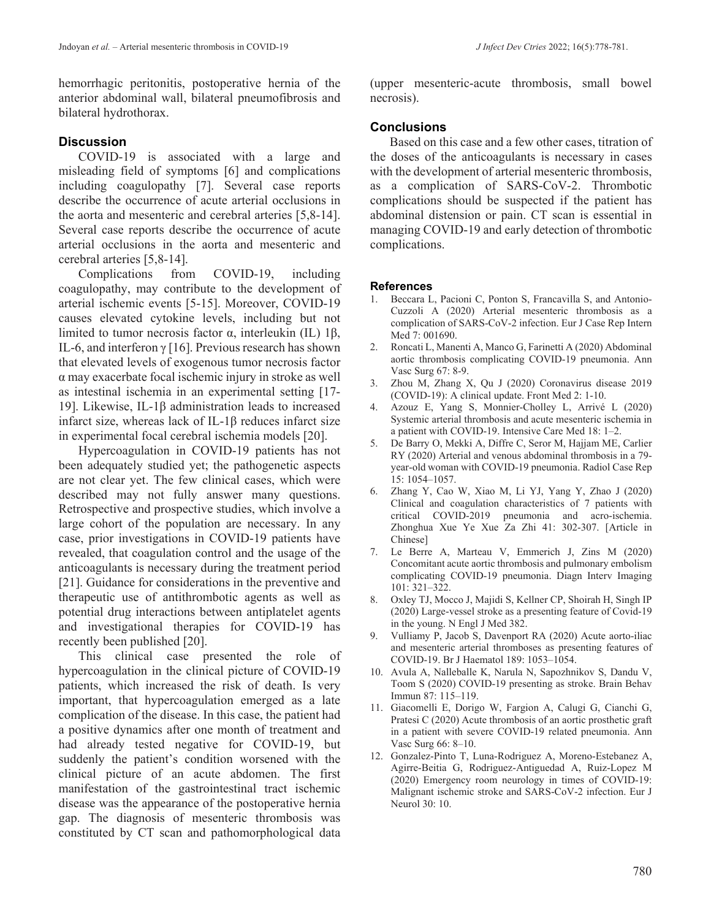hemorrhagic peritonitis, postoperative hernia of the anterior abdominal wall, bilateral pneumofibrosis and bilateral hydrothorax.

## Discussion

COVID-19 is associated with a large and misleading field of symptoms [6] and complications including coagulopathy [7]. Several case reports describe the occurrence of acute arterial occlusions in the aorta and mesenteric and cerebral arteries [5,8-14]. Several case reports describe the occurrence of acute arterial occlusions in the aorta and mesenteric and cerebral arteries [5,8-14].

Complications from COVID-19, including coagulopathy, may contribute to the development of arterial ischemic events [5-15]. Moreover, COVID-19 causes elevated cytokine levels, including but not limited to tumor necrosis factor α, interleukin (IL) 1β, IL-6, and interferon γ [16]. Previous research has shown that elevated levels of exogenous tumor necrosis factor α may exacerbate focal ischemic injury in stroke as well as intestinal ischemia in an experimental setting [17-19]. Likewise, IL-1β administration leads to increased infarct size, whereas lack of IL-1β reduces infarct size in experimental focal cerebral ischemia models [20].

Hypercoagulation in COVID-19 patients has not been adequately studied yet; the pathogenetic aspects are not clear yet. The few clinical cases, which were described may not fully answer many questions. Retrospective and prospective studies, which involve a large cohort of the population are necessary. In any case, prior investigations in COVID-19 patients have revealed, that coagulation control and the usage of the anticoagulants is necessary during the treatment period [21]. Guidance for considerations in the preventive and therapeutic use of antithrombotic agents as well as potential drug interactions between antiplatelet agents and investigational therapies for COVID-19 has recently been published [20].

This clinical case presented the role of hypercoagulation in the clinical picture of COVID-19 patients, which increased the risk of death. Is very important, that hypercoagulation emerged as a late complication of the disease. In this case, the patient had a positive dynamics after one month of treatment and had already tested negative for COVID-19, but suddenly the patient's condition worsened with the clinical picture of an acute abdomen. The first manifestation of the gastrointestinal tract ischemic disease was the appearance of the postoperative hernia gap. The diagnosis of mesenteric thrombosis was constituted by CT scan and pathomorphological data (upper mesenteric-acute thrombosis, small bowel necrosis).

## Conclusions

Based on this case and a few other cases, titration of the doses of the anticoagulants is necessary in cases with the development of arterial mesenteric thrombosis, as a complication of SARS-CoV-2. Thrombotic complications should be suspected if the patient has abdominal distension or pain. CT scan is essential in managing COVID-19 and early detection of thrombotic complications.

### References

1. Beccara L, Pacioni C, Ponton S, Francavilla S, and Antonio-Cuzzoli A (2020) Arterial mesenteric thrombosis as a complication of SARS-CoV-2 infection. Eur J Case Rep Intern Med 7: 001690.
2. Roncati L, Manenti A, Manco G, Farinetti A (2020) Abdominal aortic thrombosis complicating COVID-19 pneumonia. Ann Vasc Surg 67: 8-9.
3. Zhou M, Zhang X, Qu J (2020) Coronavirus disease 2019 (COVID-19): A clinical update. Front Med 2: 1-10.
4. Azouz E, Yang S, Monnier-Cholley L, Arrivé L (2020) Systemic arterial thrombosis and acute mesenteric ischemia in a patient with COVID-19. Intensive Care Med 18: 1–2.
5. De Barry O, Mekki A, Diffre C, Seror M, Hajjam ME, Carlier RY (2020) Arterial and venous abdominal thrombosis in a 79-year-old woman with COVID-19 pneumonia. Radiol Case Rep 15: 1054–1057.
6. Zhang Y, Cao W, Xiao M, Li YJ, Yang Y, Zhao J (2020) Clinical and coagulation characteristics of 7 patients with critical COVID-2019 pneumonia and acro-ischemia. Zhonghua Xue Ye Xue Za Zhi 41: 302-307. [Article in Chinese]
7. Le Berre A, Marteau V, Emmerich J, Zins M (2020) Concomitant acute aortic thrombosis and pulmonary embolism complicating COVID-19 pneumonia. Diagn Interv Imaging 101: 321–322.
8. Oxley TJ, Mocco J, Majidi S, Kellner CP, Shoirah H, Singh IP (2020) Large-vessel stroke as a presenting feature of Covid-19 in the young. N Engl J Med 382.
9. Vulliamy P, Jacob S, Davenport RA (2020) Acute aorto-iliac and mesenteric arterial thromboses as presenting features of COVID-19. Br J Haematol 189: 1053–1054.
10. Avula A, Nalleballe K, Narula N, Sapozhnikov S, Dandu V, Toom S (2020) COVID-19 presenting as stroke. Brain Behav Immun 87: 115–119.
11. Giacomelli E, Dorigo W, Fargion A, Calugi G, Cianchi G, Pratesi C (2020) Acute thrombosis of an aortic prosthetic graft in a patient with severe COVID-19 related pneumonia. Ann Vasc Surg 66: 8–10.
12. Gonzalez-Pinto T, Luna-Rodriguez A, Moreno-Estebanez A, Agirre-Beitia G, Rodriguez-Antiguedad A, Ruiz-Lopez M (2020) Emergency room neurology in times of COVID-19: Malignant ischemic stroke and SARS-CoV-2 infection. Eur J Neurol 30: 10.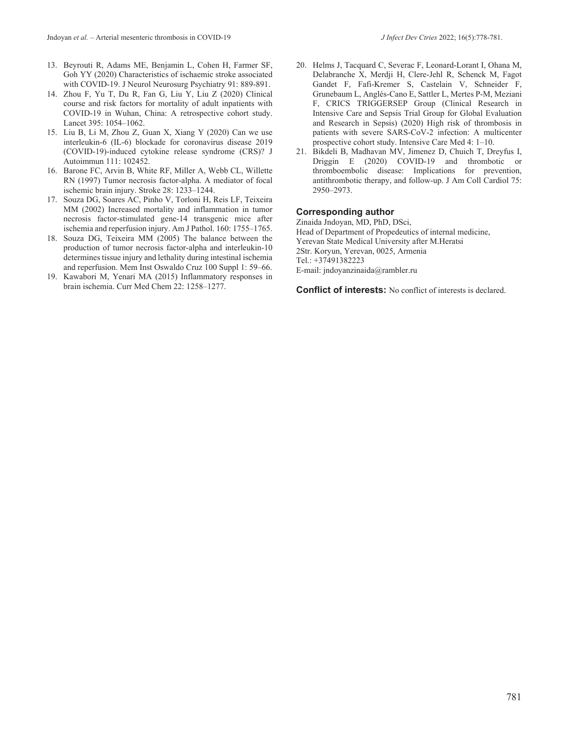13. Beyrouti R, Adams ME, Benjamin L, Cohen H, Farmer SF, Goh YY (2020) Characteristics of ischaemic stroke associated with COVID-19. J Neurol Neurosurg Psychiatry 91: 889-891.
14. Zhou F, Yu T, Du R, Fan G, Liu Y, Liu Z (2020) Clinical course and risk factors for mortality of adult inpatients with COVID-19 in Wuhan, China: A retrospective cohort study. Lancet 395: 1054–1062.
15. Liu B, Li M, Zhou Z, Guan X, Xiang Y (2020) Can we use interleukin-6 (IL-6) blockade for coronavirus disease 2019 (COVID-19)-induced cytokine release syndrome (CRS)? J Autoimmun 111: 102452.
16. Barone FC, Arvin B, White RF, Miller A, Webb CL, Willette RN (1997) Tumor necrosis factor-alpha. A mediator of focal ischemic brain injury. Stroke 28: 1233–1244.
17. Souza DG, Soares AC, Pinho V, Torloni H, Reis LF, Teixeira MM (2002) Increased mortality and inflammation in tumor necrosis factor-stimulated gene-14 transgenic mice after ischemia and reperfusion injury. Am J Pathol. 160: 1755–1765.
18. Souza DG, Teixeira MM (2005) The balance between the production of tumor necrosis factor-alpha and interleukin-10 determines tissue injury and lethality during intestinal ischemia and reperfusion. Mem Inst Oswaldo Cruz 100 Suppl 1: 59–66.
19. Kawabori M, Yenari MA (2015) Inflammatory responses in brain ischemia. Curr Med Chem 22: 1258–1277.
20. Helms J, Tacquard C, Severac F, Leonard-Lorant I, Ohana M, Delabranche X, Merdji H, Clere-Jehl R, Schenck M, Fagot Gandet F, Fafi-Kremer S, Castelain V, Schneider F, Grunebaum L, Anglés-Cano E, Sattler L, Mertes P-M, Meziani F, CRICS TRIGGERSEP Group (Clinical Research in Intensive Care and Sepsis Trial Group for Global Evaluation and Research in Sepsis) (2020) High risk of thrombosis in patients with severe SARS-CoV-2 infection: A multicenter prospective cohort study. Intensive Care Med 4: 1–10.
21. Bikdeli B, Madhavan MV, Jimenez D, Chuich T, Dreyfus I, Driggin E (2020) COVID-19 and thrombotic or thromboembolic disease: Implications for prevention, antithrombotic therapy, and follow-up. J Am Coll Cardiol 75: 2950–2973.

## Corresponding author

Zinaida Jndoyan, MD, PhD, DSci,
Head of Department of Propedeutics of internal medicine,
Yerevan State Medical University after M.Heratsi
2Str. Koryun, Yerevan, 0025, Armenia
Tel.: +37491382223
E-mail: jndoyanzinaida@rambler.ru

**Conflict of interests:** No conflict of interests is declared.